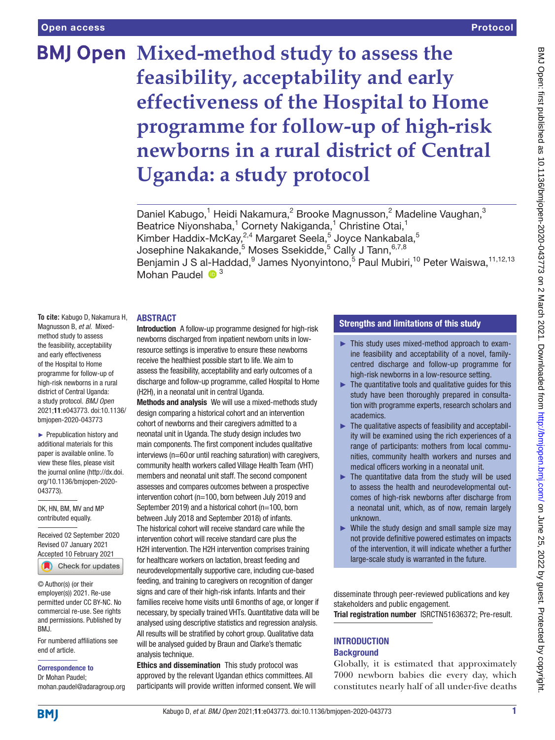# Mixed-method study to assess the feasibility, acceptability and early effectiveness of the Hospital to Home programme for follow-up of high-risk newborns in a rural district of Central Uganda: a study protocol

Daniel Kabugo,[1] Heidi Nakamura,[2] Brooke Magnusson,[2] Madeline Vaughan,[3] Beatrice Niyonshaba,[1] Cornety Nakiganda,[1] Christine Otai,[1] Kimber Haddix-McKay,[2,4] Margaret Seela,[5] Joyce Nankabala,[5] Josephine Nakakande,[5] Moses Ssekidde,[5] Cally J Tann,[6,7,8] Benjamin J S al-Haddad,[9] James Nyonyintono,[5] Paul Mubiri,[10] Peter Waiswa,[11,12,13] Mohan Paudel [3]

**To cite:** Kabugo D, Nakamura H, Magnusson B, *et al*. Mixed-method study to assess the feasibility, acceptability and early effectiveness of the Hospital to Home programme for follow-up of high-risk newborns in a rural district of Central Uganda: a study protocol. *BMJ Open* 2021;**11**:e043773. doi:10.1136/bmjopen-2020-043773

► Prepublication history and additional materials for this paper is available online. To view these files, please visit the journal online (http://dx.doi.org/10.1136/bmjopen-2020-043773).

DK, HN, BM, MV and MP contributed equally.

Received 02 September 2020
Revised 07 January 2021
Accepted 10 February 2021

© Author(s) (or their employer(s)) 2021. Re-use permitted under CC BY-NC. No commercial re-use. See rights and permissions. Published by BMJ.

For numbered affiliations see end of article.

**Correspondence to**
Dr Mohan Paudel;
mohan.paudel@adaragroup.org

## ABSTRACT

**Introduction** A follow-up programme designed for high-risk newborns discharged from inpatient newborn units in low-resource settings is imperative to ensure these newborns receive the healthiest possible start to life. We aim to assess the feasibility, acceptability and early outcomes of a discharge and follow-up programme, called Hospital to Home (H2H), in a neonatal unit in central Uganda.

**Methods and analysis** We will use a mixed-methods study design comparing a historical cohort and an intervention cohort of newborns and their caregivers admitted to a neonatal unit in Uganda. The study design includes two main components. The first component includes qualitative interviews (n=60 or until reaching saturation) with caregivers, community health workers called Village Health Team (VHT) members and neonatal unit staff. The second component assesses and compares outcomes between a prospective intervention cohort (n=100, born between July 2019 and September 2019) and a historical cohort (n=100, born between July 2018 and September 2018) of infants. The historical cohort will receive standard care while the intervention cohort will receive standard care plus the H2H intervention. The H2H intervention comprises training for healthcare workers on lactation, breast feeding and neurodevelopmentally supportive care, including cue-based feeding, and training to caregivers on recognition of danger signs and care of their high-risk infants. Infants and their families receive home visits until 6 months of age, or longer if necessary, by specially trained VHTs. Quantitative data will be analysed using descriptive statistics and regression analysis. All results will be stratified by cohort group. Qualitative data will be analysed guided by Braun and Clarke's thematic analysis technique.

**Ethics and dissemination** This study protocol was approved by the relevant Ugandan ethics committees. All participants will provide written informed consent. We will disseminate through peer-reviewed publications and key stakeholders and public engagement.

**Trial registration number** ISRCTN51636372; Pre-result.

## Strengths and limitations of this study

- This study uses mixed-method approach to examine feasibility and acceptability of a novel, family-centred discharge and follow-up programme for high-risk newborns in a low-resource setting.
- The quantitative tools and qualitative guides for this study have been thoroughly prepared in consultation with programme experts, research scholars and academics.
- The qualitative aspects of feasibility and acceptability will be examined using the rich experiences of a range of participants: mothers from local communities, community health workers and nurses and medical officers working in a neonatal unit.
- The quantitative data from the study will be used to assess the health and neurodevelopmental outcomes of high-risk newborns after discharge from a neonatal unit, which, as of now, remain largely unknown.
- While the study design and small sample size may not provide definitive powered estimates on impacts of the intervention, it will indicate whether a further large-scale study is warranted in the future.

## INTRODUCTION

### Background

Globally, it is estimated that approximately 7000 newborn babies die every day, which constitutes nearly half of all under-five deaths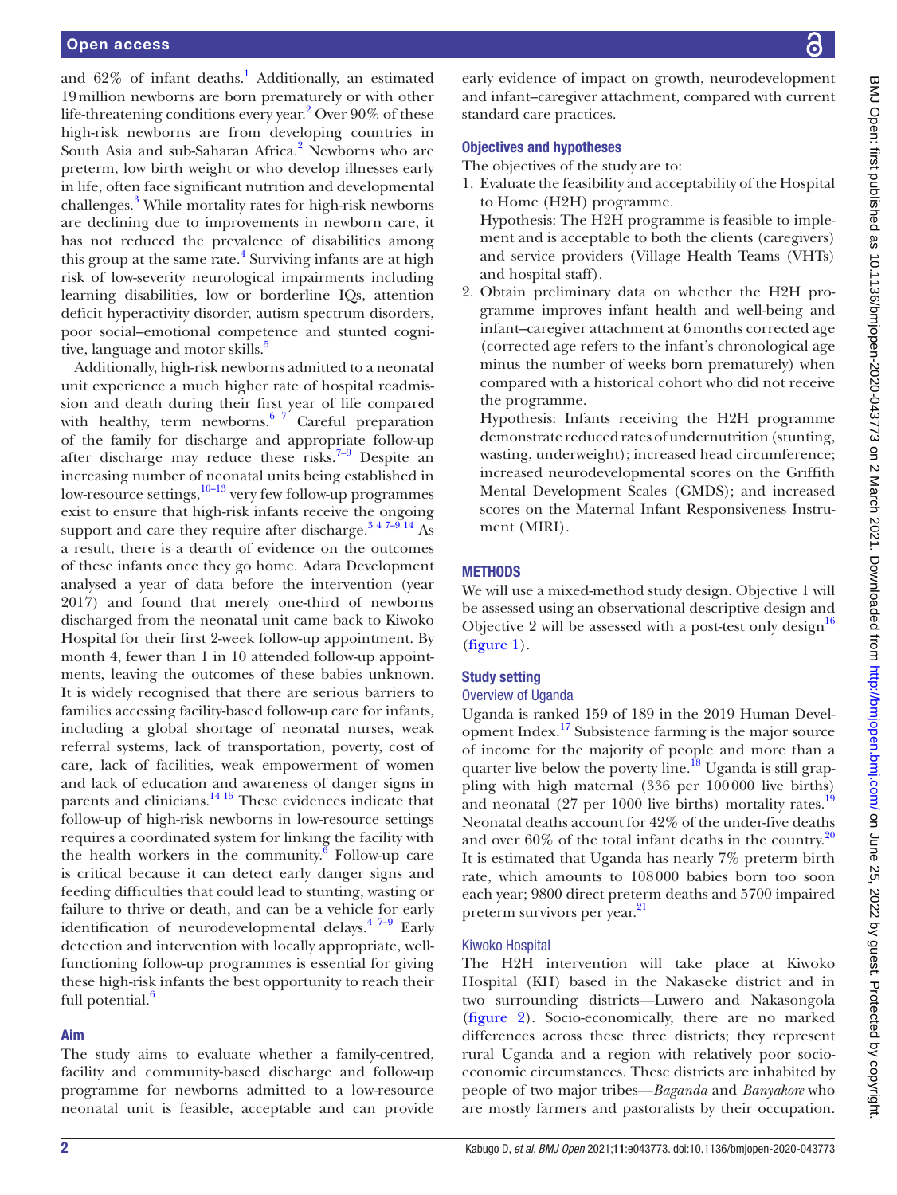and 62% of infant deaths.[1] Additionally, an estimated 19 million newborns are born prematurely or with other life-threatening conditions every year.[2] Over 90% of these high-risk newborns are from developing countries in South Asia and sub-Saharan Africa.[2] Newborns who are preterm, low birth weight or who develop illnesses early in life, often face significant nutrition and developmental challenges.[3] While mortality rates for high-risk newborns are declining due to improvements in newborn care, it has not reduced the prevalence of disabilities among this group at the same rate.[4] Surviving infants are at high risk of low-severity neurological impairments including learning disabilities, low or borderline IQs, attention deficit hyperactivity disorder, autism spectrum disorders, poor social–emotional competence and stunted cognitive, language and motor skills.[5]

Additionally, high-risk newborns admitted to a neonatal unit experience a much higher rate of hospital readmission and death during their first year of life compared with healthy, term newborns.[6 7] Careful preparation of the family for discharge and appropriate follow-up after discharge may reduce these risks.[7–9] Despite an increasing number of neonatal units being established in low-resource settings,[10–13] very few follow-up programmes exist to ensure that high-risk infants receive the ongoing support and care they require after discharge.[3 4 7–9 14] As a result, there is a dearth of evidence on the outcomes of these infants once they go home. Adara Development analysed a year of data before the intervention (year 2017) and found that merely one-third of newborns discharged from the neonatal unit came back to Kiwoko Hospital for their first 2-week follow-up appointment. By month 4, fewer than 1 in 10 attended follow-up appointments, leaving the outcomes of these babies unknown. It is widely recognised that there are serious barriers to families accessing facility-based follow-up care for infants, including a global shortage of neonatal nurses, weak referral systems, lack of transportation, poverty, cost of care, lack of facilities, weak empowerment of women and lack of education and awareness of danger signs in parents and clinicians.[14 15] These evidences indicate that follow-up of high-risk newborns in low-resource settings requires a coordinated system for linking the facility with the health workers in the community.[6] Follow-up care is critical because it can detect early danger signs and feeding difficulties that could lead to stunting, wasting or failure to thrive or death, and can be a vehicle for early identification of neurodevelopmental delays.[4 7–9] Early detection and intervention with locally appropriate, well-functioning follow-up programmes is essential for giving these high-risk infants the best opportunity to reach their full potential.[6]

## Aim

The study aims to evaluate whether a family-centred, facility and community-based discharge and follow-up programme for newborns admitted to a low-resource neonatal unit is feasible, acceptable and can provide early evidence of impact on growth, neurodevelopment and infant–caregiver attachment, compared with current standard care practices.

## Objectives and hypotheses

The objectives of the study are to:

1. Evaluate the feasibility and acceptability of the Hospital to Home (H2H) programme.
   Hypothesis: The H2H programme is feasible to implement and is acceptable to both the clients (caregivers) and service providers (Village Health Teams (VHTs) and hospital staff).
2. Obtain preliminary data on whether the H2H programme improves infant health and well-being and infant–caregiver attachment at 6 months corrected age (corrected age refers to the infant's chronological age minus the number of weeks born prematurely) when compared with a historical cohort who did not receive the programme.
   Hypothesis: Infants receiving the H2H programme demonstrate reduced rates of undernutrition (stunting, wasting, underweight); increased head circumference; increased neurodevelopmental scores on the Griffith Mental Development Scales (GMDS); and increased scores on the Maternal Infant Responsiveness Instrument (MIRI).

## METHODS

We will use a mixed-method study design. Objective 1 will be assessed using an observational descriptive design and Objective 2 will be assessed with a post-test only design[16] (figure 1).

## Study setting

### Overview of Uganda

Uganda is ranked 159 of 189 in the 2019 Human Development Index.[17] Subsistence farming is the major source of income for the majority of people and more than a quarter live below the poverty line.[18] Uganda is still grappling with high maternal (336 per 100 000 live births) and neonatal (27 per 1000 live births) mortality rates.[19] Neonatal deaths account for 42% of the under-five deaths and over 60% of the total infant deaths in the country.[20] It is estimated that Uganda has nearly 7% preterm birth rate, which amounts to 108 000 babies born too soon each year; 9800 direct preterm deaths and 5700 impaired preterm survivors per year.[21]

### Kiwoko Hospital

The H2H intervention will take place at Kiwoko Hospital (KH) based in the Nakaseke district and in two surrounding districts—Luwero and Nakasongola (figure 2). Socio-economically, there are no marked differences across these three districts; they represent rural Uganda and a region with relatively poor socio-economic circumstances. These districts are inhabited by people of two major tribes—*Baganda* and *Banyakore* who are mostly farmers and pastoralists by their occupation.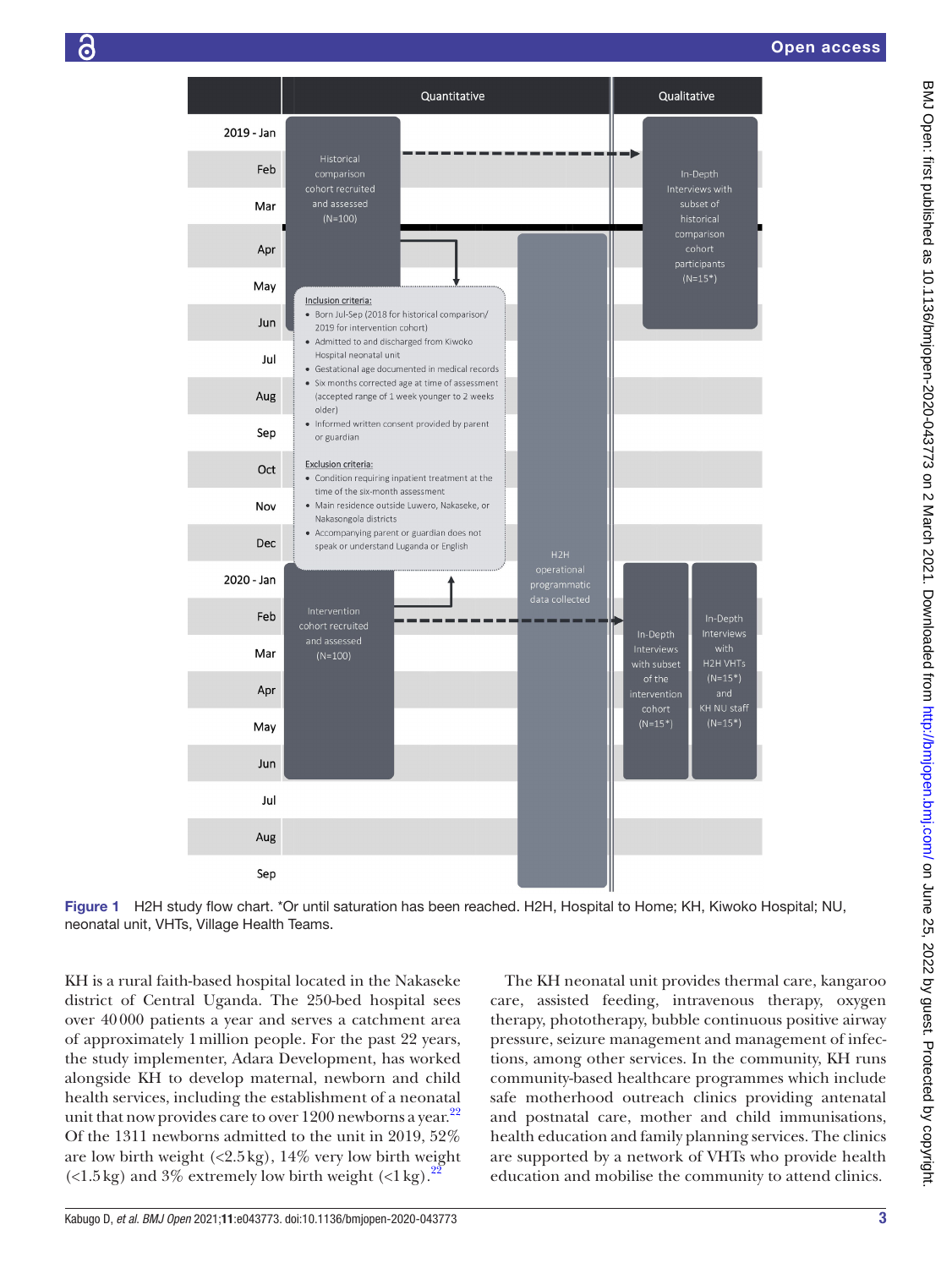| | Quantitative | | | Qualitative | |
|---|---|---|---|---|---|
| 2019 - Jan | Historical comparison cohort recruited and assessed (N=100) | | | In-Depth Interviews with subset of historical comparison cohort participants (N=15*) | |
| Feb | | | | | |
| Mar | | | | | |
| Apr | | | H2H operational programmatic data collected | | |
| May | | | | | |
| Jun | | | | | |
| Jul | | | | | |
| Aug | | | | | |
| Sep | | | | | |
| Oct | | | | | |
| Nov | | | | | |
| Dec | | | | | |
| 2020 - Jan | Intervention cohort recruited and assessed (N=100) | | | In-Depth Interviews with subset of the intervention cohort (N=15*) | In-Depth Interviews with H2H VHTs (N=15*) and KH NU staff (N=15*) |
| Feb | | | | | |
| Mar | | | | | |
| Apr | | | | | |
| May | | | | | |
| Jun | | | | | |
| Jul | | | | | |
| Aug | | | | | |
| Sep | | | | | |

Inclusion criteria:
- Born Jul-Sep (2018 for historical comparison/ 2019 for intervention cohort)
- Admitted to and discharged from Kiwoko Hospital neonatal unit
- Gestational age documented in medical records
- Six months corrected age at time of assessment (accepted range of 1 week younger to 2 weeks older)
- Informed written consent provided by parent or guardian

Exclusion criteria:
- Condition requiring inpatient treatment at the time of the six-month assessment
- Main residence outside Luwero, Nakaseke, or Nakasongola districts
- Accompanying parent or guardian does not speak or understand Luganda or English

**Figure 1** H2H study flow chart. *Or until saturation has been reached. H2H, Hospital to Home; KH, Kiwoko Hospital; NU, neonatal unit, VHTs, Village Health Teams.

KH is a rural faith-based hospital located in the Nakaseke district of Central Uganda. The 250-bed hospital sees over 40 000 patients a year and serves a catchment area of approximately 1 million people. For the past 22 years, the study implementer, Adara Development, has worked alongside KH to develop maternal, newborn and child health services, including the establishment of a neonatal unit that now provides care to over 1200 newborns a year.[22] Of the 1311 newborns admitted to the unit in 2019, 52% are low birth weight (<2.5 kg), 14% very low birth weight (<1.5 kg) and 3% extremely low birth weight (<1 kg).[22]

The KH neonatal unit provides thermal care, kangaroo care, assisted feeding, intravenous therapy, oxygen therapy, phototherapy, bubble continuous positive airway pressure, seizure management and management of infections, among other services. In the community, KH runs community-based healthcare programmes which include safe motherhood outreach clinics providing antenatal and postnatal care, mother and child immunisations, health education and family planning services. The clinics are supported by a network of VHTs who provide health education and mobilise the community to attend clinics.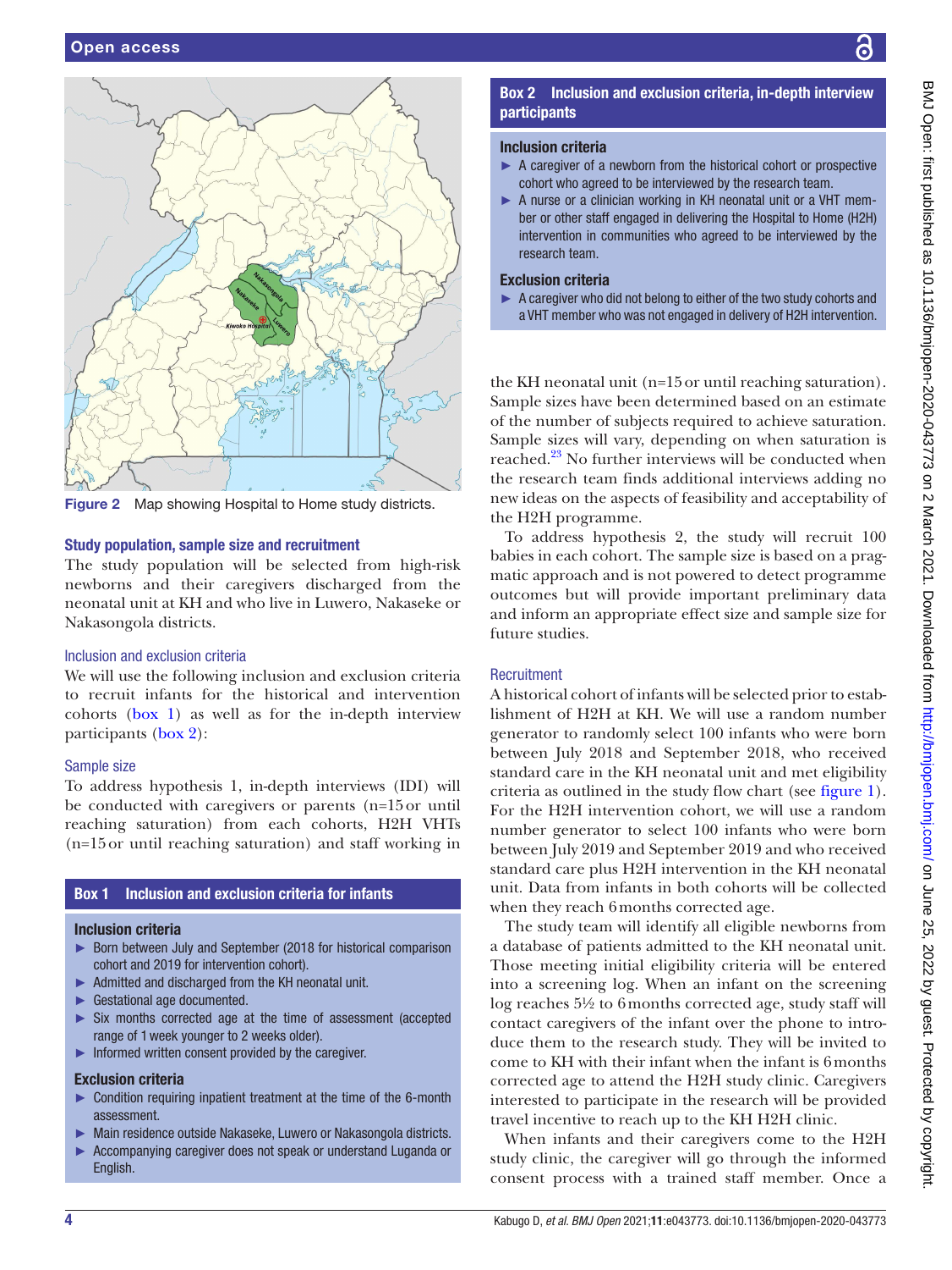Figure 2 Map showing Hospital to Home study districts.

## Study population, sample size and recruitment

The study population will be selected from high-risk newborns and their caregivers discharged from the neonatal unit at KH and who live in Luwero, Nakaseke or Nakasongola districts.

### Inclusion and exclusion criteria

We will use the following inclusion and exclusion criteria to recruit infants for the historical and intervention cohorts (box 1) as well as for the in-depth interview participants (box 2):

### Sample size

To address hypothesis 1, in-depth interviews (IDI) will be conducted with caregivers or parents (n=15 or until reaching saturation) from each cohorts, H2H VHTs (n=15 or until reaching saturation) and staff working in the KH neonatal unit (n=15 or until reaching saturation). Sample sizes have been determined based on an estimate of the number of subjects required to achieve saturation. Sample sizes will vary, depending on when saturation is reached.[23] No further interviews will be conducted when the research team finds additional interviews adding no new ideas on the aspects of feasibility and acceptability of the H2H programme.

To address hypothesis 2, the study will recruit 100 babies in each cohort. The sample size is based on a pragmatic approach and is not powered to detect programme outcomes but will provide important preliminary data and inform an appropriate effect size and sample size for future studies.

**Box 1 Inclusion and exclusion criteria for infants**

**Inclusion criteria**

- Born between July and September (2018 for historical comparison cohort and 2019 for intervention cohort).
- Admitted and discharged from the KH neonatal unit.
- Gestational age documented.
- Six months corrected age at the time of assessment (accepted range of 1 week younger to 2 weeks older).
- Informed written consent provided by the caregiver.

**Exclusion criteria**

- Condition requiring inpatient treatment at the time of the 6-month assessment.
- Main residence outside Nakaseke, Luwero or Nakasongola districts.
- Accompanying caregiver does not speak or understand Luganda or English.

**Box 2 Inclusion and exclusion criteria, in-depth interview participants**

**Inclusion criteria**

- A caregiver of a newborn from the historical cohort or prospective cohort who agreed to be interviewed by the research team.
- A nurse or a clinician working in KH neonatal unit or a VHT member or other staff engaged in delivering the Hospital to Home (H2H) intervention in communities who agreed to be interviewed by the research team.

**Exclusion criteria**

- A caregiver who did not belong to either of the two study cohorts and a VHT member who was not engaged in delivery of H2H intervention.

### Recruitment

A historical cohort of infants will be selected prior to establishment of H2H at KH. We will use a random number generator to randomly select 100 infants who were born between July 2018 and September 2018, who received standard care in the KH neonatal unit and met eligibility criteria as outlined in the study flow chart (see figure 1). For the H2H intervention cohort, we will use a random number generator to select 100 infants who were born between July 2019 and September 2019 and who received standard care plus H2H intervention in the KH neonatal unit. Data from infants in both cohorts will be collected when they reach 6 months corrected age.

The study team will identify all eligible newborns from a database of patients admitted to the KH neonatal unit. Those meeting initial eligibility criteria will be entered into a screening log. When an infant on the screening log reaches 5½ to 6 months corrected age, study staff will contact caregivers of the infant over the phone to introduce them to the research study. They will be invited to come to KH with their infant when the infant is 6 months corrected age to attend the H2H study clinic. Caregivers interested to participate in the research will be provided travel incentive to reach up to the KH H2H clinic.

When infants and their caregivers come to the H2H study clinic, the caregiver will go through the informed consent process with a trained staff member. Once a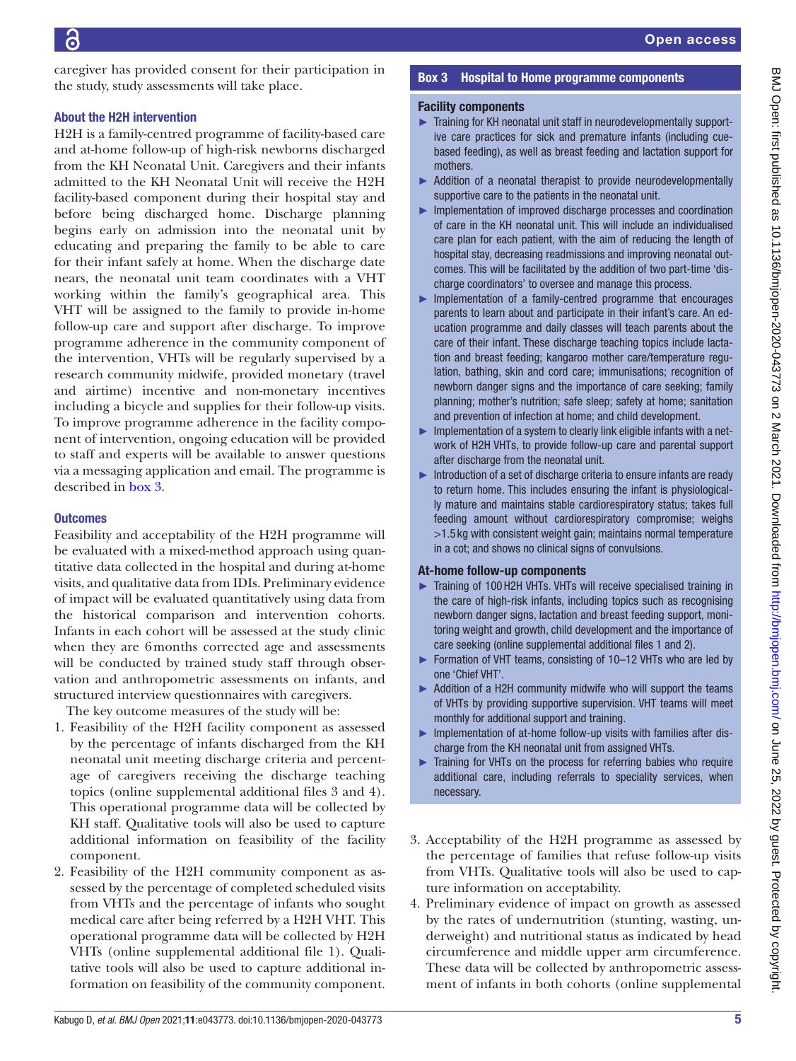caregiver has provided consent for their participation in the study, study assessments will take place.

### About the H2H intervention

H2H is a family-centred programme of facility-based care and at-home follow-up of high-risk newborns discharged from the KH Neonatal Unit. Caregivers and their infants admitted to the KH Neonatal Unit will receive the H2H facility-based component during their hospital stay and before being discharged home. Discharge planning begins early on admission into the neonatal unit by educating and preparing the family to be able to care for their infant safely at home. When the discharge date nears, the neonatal unit team coordinates with a VHT working within the family's geographical area. This VHT will be assigned to the family to provide in-home follow-up care and support after discharge. To improve programme adherence in the community component of the intervention, VHTs will be regularly supervised by a research community midwife, provided monetary (travel and airtime) incentive and non-monetary incentives including a bicycle and supplies for their follow-up visits. To improve programme adherence in the facility component of intervention, ongoing education will be provided to staff and experts will be available to answer questions via a messaging application and email. The programme is described in box 3.

### Outcomes

Feasibility and acceptability of the H2H programme will be evaluated with a mixed-method approach using quantitative data collected in the hospital and during at-home visits, and qualitative data from IDIs. Preliminary evidence of impact will be evaluated quantitatively using data from the historical comparison and intervention cohorts. Infants in each cohort will be assessed at the study clinic when they are 6 months corrected age and assessments will be conducted by trained study staff through observation and anthropometric assessments on infants, and structured interview questionnaires with caregivers.

The key outcome measures of the study will be:

1. Feasibility of the H2H facility component as assessed by the percentage of infants discharged from the KH neonatal unit meeting discharge criteria and percentage of caregivers receiving the discharge teaching topics (online supplemental additional files 3 and 4). This operational programme data will be collected by KH staff. Qualitative tools will also be used to capture additional information on feasibility of the facility component.
2. Feasibility of the H2H community component as assessed by the percentage of completed scheduled visits from VHTs and the percentage of infants who sought medical care after being referred by a H2H VHT. This operational programme data will be collected by H2H VHTs (online supplemental additional file 1). Qualitative tools will also be used to capture additional information on feasibility of the community component.

> **Box 3 Hospital to Home programme components**
>
> **Facility components**
>
> - Training for KH neonatal unit staff in neurodevelopmentally supportive care practices for sick and premature infants (including cue-based feeding), as well as breast feeding and lactation support for mothers.
> - Addition of a neonatal therapist to provide neurodevelopmentally supportive care to the patients in the neonatal unit.
> - Implementation of improved discharge processes and coordination of care in the KH neonatal unit. This will include an individualised care plan for each patient, with the aim of reducing the length of hospital stay, decreasing readmissions and improving neonatal outcomes. This will be facilitated by the addition of two part-time 'discharge coordinators' to oversee and manage this process.
> - Implementation of a family-centred programme that encourages parents to learn about and participate in their infant's care. An education programme and daily classes will teach parents about the care of their infant. These discharge teaching topics include lactation and breast feeding; kangaroo mother care/temperature regulation, bathing, skin and cord care; immunisations; recognition of newborn danger signs and the importance of care seeking; family planning; mother's nutrition; safe sleep; safety at home; sanitation and prevention of infection at home; and child development.
> - Implementation of a system to clearly link eligible infants with a network of H2H VHTs, to provide follow-up care and parental support after discharge from the neonatal unit.
> - Introduction of a set of discharge criteria to ensure infants are ready to return home. This includes ensuring the infant is physiologically mature and maintains stable cardiorespiratory status; takes full feeding amount without cardiorespiratory compromise; weighs >1.5 kg with consistent weight gain; maintains normal temperature in a cot; and shows no clinical signs of convulsions.
>
> **At-home follow-up components**
>
> - Training of 100 H2H VHTs. VHTs will receive specialised training in the care of high-risk infants, including topics such as recognising newborn danger signs, lactation and breast feeding support, monitoring weight and growth, child development and the importance of care seeking (online supplemental additional files 1 and 2).
> - Formation of VHT teams, consisting of 10–12 VHTs who are led by one 'Chief VHT'.
> - Addition of a H2H community midwife who will support the teams of VHTs by providing supportive supervision. VHT teams will meet monthly for additional support and training.
> - Implementation of at-home follow-up visits with families after discharge from the KH neonatal unit from assigned VHTs.
> - Training for VHTs on the process for referring babies who require additional care, including referrals to speciality services, when necessary.

3. Acceptability of the H2H programme as assessed by the percentage of families that refuse follow-up visits from VHTs. Qualitative tools will also be used to capture information on acceptability.
4. Preliminary evidence of impact on growth as assessed by the rates of undernutrition (stunting, wasting, underweight) and nutritional status as indicated by head circumference and middle upper arm circumference. These data will be collected by anthropometric assessment of infants in both cohorts (online supplemental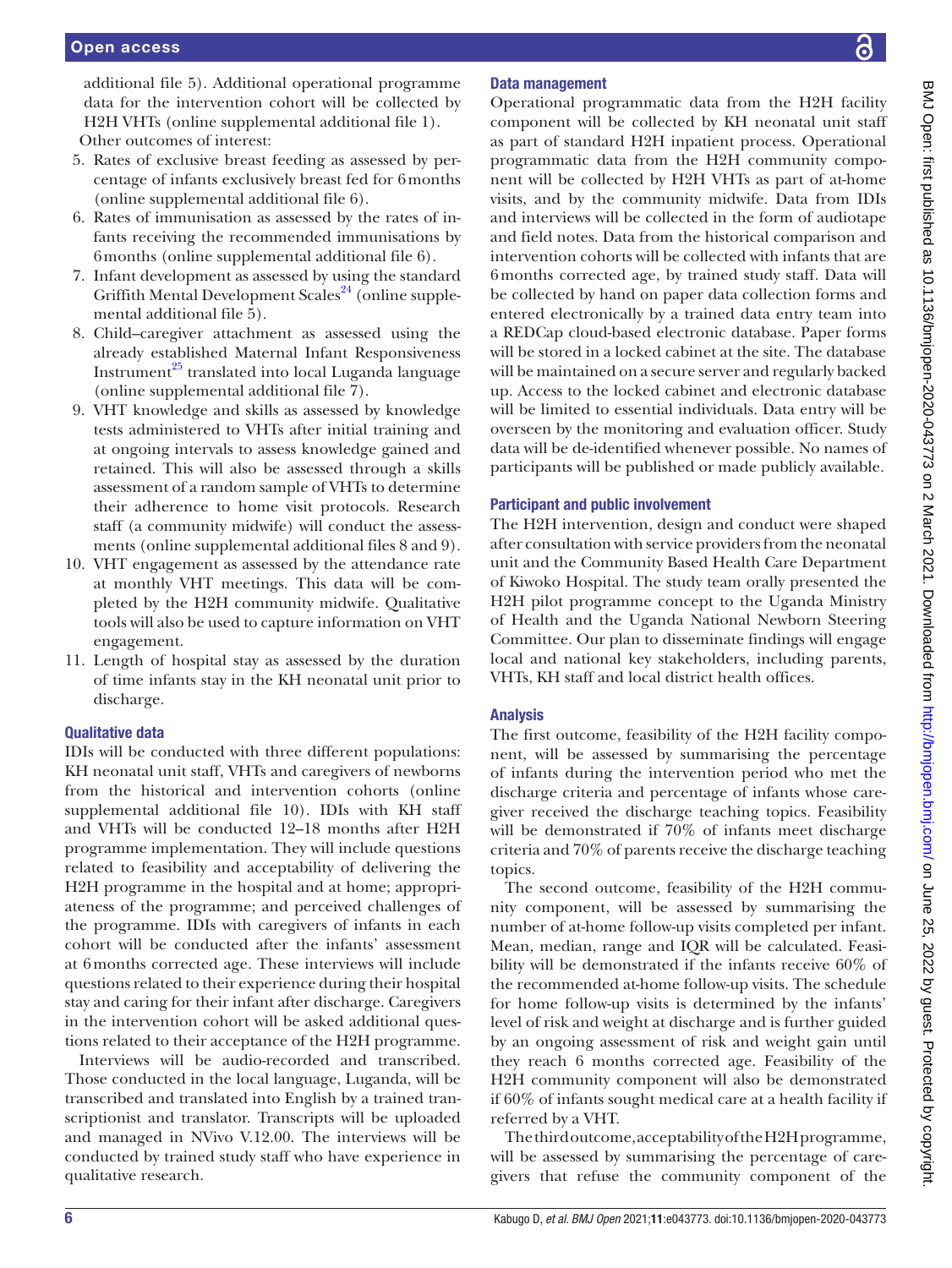additional file 5). Additional operational programme data for the intervention cohort will be collected by H2H VHTs (online supplemental additional file 1).

Other outcomes of interest:

5. Rates of exclusive breast feeding as assessed by percentage of infants exclusively breast fed for 6 months (online supplemental additional file 6).
6. Rates of immunisation as assessed by the rates of infants receiving the recommended immunisations by 6 months (online supplemental additional file 6).
7. Infant development as assessed by using the standard Griffith Mental Development Scales[24] (online supplemental additional file 5).
8. Child–caregiver attachment as assessed using the already established Maternal Infant Responsiveness Instrument[25] translated into local Luganda language (online supplemental additional file 7).
9. VHT knowledge and skills as assessed by knowledge tests administered to VHTs after initial training and at ongoing intervals to assess knowledge gained and retained. This will also be assessed through a skills assessment of a random sample of VHTs to determine their adherence to home visit protocols. Research staff (a community midwife) will conduct the assessments (online supplemental additional files 8 and 9).
10. VHT engagement as assessed by the attendance rate at monthly VHT meetings. This data will be completed by the H2H community midwife. Qualitative tools will also be used to capture information on VHT engagement.
11. Length of hospital stay as assessed by the duration of time infants stay in the KH neonatal unit prior to discharge.

### Qualitative data

IDIs will be conducted with three different populations: KH neonatal unit staff, VHTs and caregivers of newborns from the historical and intervention cohorts (online supplemental additional file 10). IDIs with KH staff and VHTs will be conducted 12–18 months after H2H programme implementation. They will include questions related to feasibility and acceptability of delivering the H2H programme in the hospital and at home; appropriateness of the programme; and perceived challenges of the programme. IDIs with caregivers of infants in each cohort will be conducted after the infants' assessment at 6 months corrected age. These interviews will include questions related to their experience during their hospital stay and caring for their infant after discharge. Caregivers in the intervention cohort will be asked additional questions related to their acceptance of the H2H programme.

Interviews will be audio-recorded and transcribed. Those conducted in the local language, Luganda, will be transcribed and translated into English by a trained transcriptionist and translator. Transcripts will be uploaded and managed in NVivo V.12.00. The interviews will be conducted by trained study staff who have experience in qualitative research.

### Data management

Operational programmatic data from the H2H facility component will be collected by KH neonatal unit staff as part of standard H2H inpatient process. Operational programmatic data from the H2H community component will be collected by H2H VHTs as part of at-home visits, and by the community midwife. Data from IDIs and interviews will be collected in the form of audiotape and field notes. Data from the historical comparison and intervention cohorts will be collected with infants that are 6 months corrected age, by trained study staff. Data will be collected by hand on paper data collection forms and entered electronically by a trained data entry team into a REDCap cloud-based electronic database. Paper forms will be stored in a locked cabinet at the site. The database will be maintained on a secure server and regularly backed up. Access to the locked cabinet and electronic database will be limited to essential individuals. Data entry will be overseen by the monitoring and evaluation officer. Study data will be de-identified whenever possible. No names of participants will be published or made publicly available.

### Participant and public involvement

The H2H intervention, design and conduct were shaped after consultation with service providers from the neonatal unit and the Community Based Health Care Department of Kiwoko Hospital. The study team orally presented the H2H pilot programme concept to the Uganda Ministry of Health and the Uganda National Newborn Steering Committee. Our plan to disseminate findings will engage local and national key stakeholders, including parents, VHTs, KH staff and local district health offices.

### Analysis

The first outcome, feasibility of the H2H facility component, will be assessed by summarising the percentage of infants during the intervention period who met the discharge criteria and percentage of infants whose caregiver received the discharge teaching topics. Feasibility will be demonstrated if 70% of infants meet discharge criteria and 70% of parents receive the discharge teaching topics.

The second outcome, feasibility of the H2H community component, will be assessed by summarising the number of at-home follow-up visits completed per infant. Mean, median, range and IQR will be calculated. Feasibility will be demonstrated if the infants receive 60% of the recommended at-home follow-up visits. The schedule for home follow-up visits is determined by the infants' level of risk and weight at discharge and is further guided by an ongoing assessment of risk and weight gain until they reach 6 months corrected age. Feasibility of the H2H community component will also be demonstrated if 60% of infants sought medical care at a health facility if referred by a VHT.

The third outcome, acceptability of the H2H programme, will be assessed by summarising the percentage of caregivers that refuse the community component of the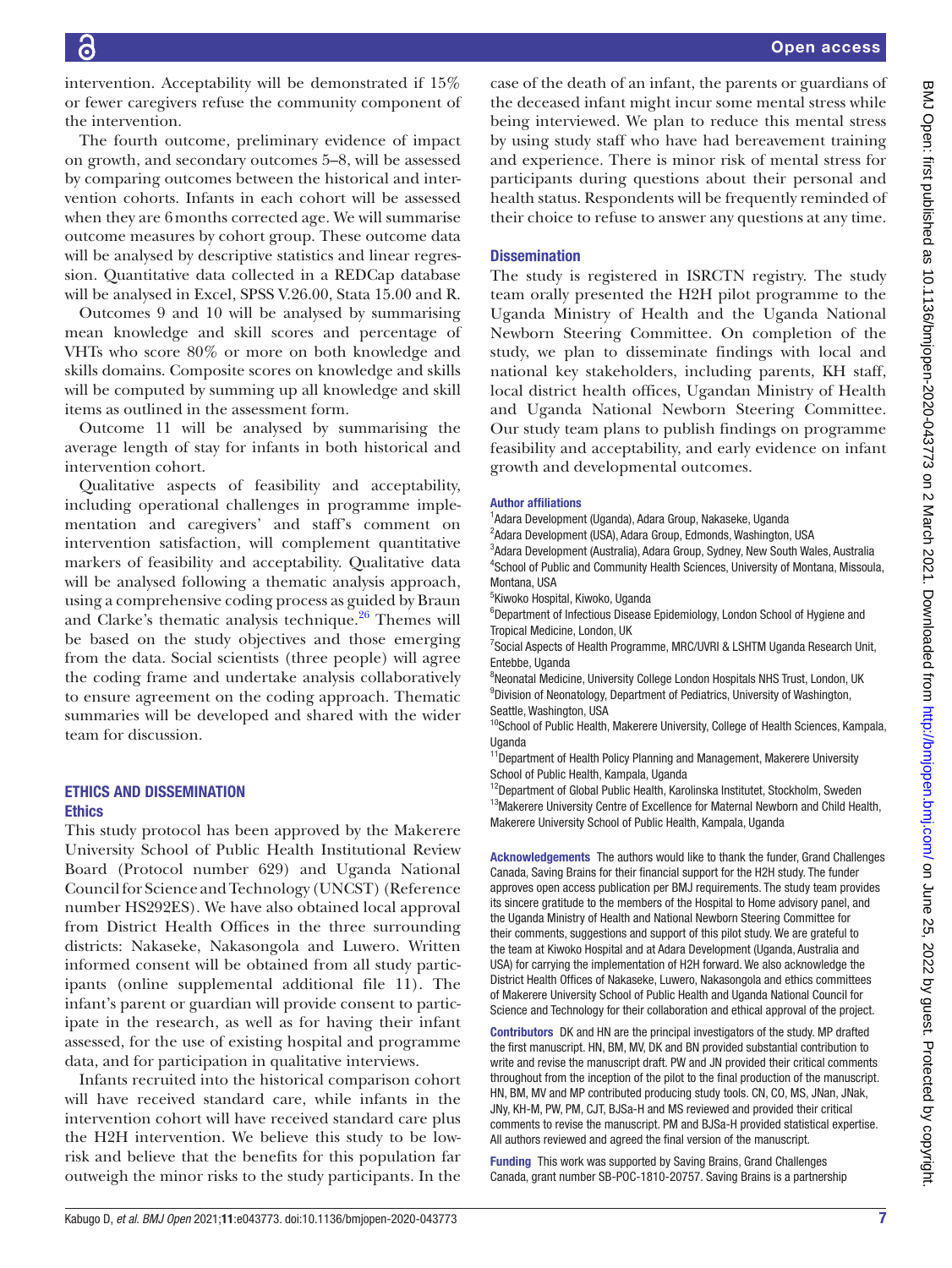intervention. Acceptability will be demonstrated if 15% or fewer caregivers refuse the community component of the intervention.

The fourth outcome, preliminary evidence of impact on growth, and secondary outcomes 5–8, will be assessed by comparing outcomes between the historical and intervention cohorts. Infants in each cohort will be assessed when they are 6 months corrected age. We will summarise outcome measures by cohort group. These outcome data will be analysed by descriptive statistics and linear regression. Quantitative data collected in a REDCap database will be analysed in Excel, SPSS V.26.00, Stata 15.00 and R.

Outcomes 9 and 10 will be analysed by summarising mean knowledge and skill scores and percentage of VHTs who score 80% or more on both knowledge and skills domains. Composite scores on knowledge and skills will be computed by summing up all knowledge and skill items as outlined in the assessment form.

Outcome 11 will be analysed by summarising the average length of stay for infants in both historical and intervention cohort.

Qualitative aspects of feasibility and acceptability, including operational challenges in programme implementation and caregivers' and staff's comment on intervention satisfaction, will complement quantitative markers of feasibility and acceptability. Qualitative data will be analysed following a thematic analysis approach, using a comprehensive coding process as guided by Braun and Clarke's thematic analysis technique.[26] Themes will be based on the study objectives and those emerging from the data. Social scientists (three people) will agree the coding frame and undertake analysis collaboratively to ensure agreement on the coding approach. Thematic summaries will be developed and shared with the wider team for discussion.

## ETHICS AND DISSEMINATION

### Ethics

This study protocol has been approved by the Makerere University School of Public Health Institutional Review Board (Protocol number 629) and Uganda National Council for Science and Technology (UNCST) (Reference number HS292ES). We have also obtained local approval from District Health Offices in the three surrounding districts: Nakaseke, Nakasongola and Luwero. Written informed consent will be obtained from all study participants (online supplemental additional file 11). The infant's parent or guardian will provide consent to participate in the research, as well as for having their infant assessed, for the use of existing hospital and programme data, and for participation in qualitative interviews.

Infants recruited into the historical comparison cohort will have received standard care, while infants in the intervention cohort will have received standard care plus the H2H intervention. We believe this study to be low-risk and believe that the benefits for this population far outweigh the minor risks to the study participants. In the case of the death of an infant, the parents or guardians of the deceased infant might incur some mental stress while being interviewed. We plan to reduce this mental stress by using study staff who have had bereavement training and experience. There is minor risk of mental stress for participants during questions about their personal and health status. Respondents will be frequently reminded of their choice to refuse to answer any questions at any time.

### Dissemination

The study is registered in ISRCTN registry. The study team orally presented the H2H pilot programme to the Uganda Ministry of Health and the Uganda National Newborn Steering Committee. On completion of the study, we plan to disseminate findings with local and national key stakeholders, including parents, KH staff, local district health offices, Ugandan Ministry of Health and Uganda National Newborn Steering Committee. Our study team plans to publish findings on programme feasibility and acceptability, and early evidence on infant growth and developmental outcomes.

**Author affiliations**

[1]Adara Development (Uganda), Adara Group, Nakaseke, Uganda
[2]Adara Development (USA), Adara Group, Edmonds, Washington, USA
[3]Adara Development (Australia), Adara Group, Sydney, New South Wales, Australia
[4]School of Public and Community Health Sciences, University of Montana, Missoula, Montana, USA
[5]Kiwoko Hospital, Kiwoko, Uganda
[6]Department of Infectious Disease Epidemiology, London School of Hygiene and Tropical Medicine, London, UK
[7]Social Aspects of Health Programme, MRC/UVRI & LSHTM Uganda Research Unit, Entebbe, Uganda
[8]Neonatal Medicine, University College London Hospitals NHS Trust, London, UK
[9]Division of Neonatology, Department of Pediatrics, University of Washington, Seattle, Washington, USA
[10]School of Public Health, Makerere University, College of Health Sciences, Kampala, Uganda
[11]Department of Health Policy Planning and Management, Makerere University School of Public Health, Kampala, Uganda
[12]Department of Global Public Health, Karolinska Institutet, Stockholm, Sweden
[13]Makerere University Centre of Excellence for Maternal Newborn and Child Health, Makerere University School of Public Health, Kampala, Uganda

**Acknowledgements** The authors would like to thank the funder, Grand Challenges Canada, Saving Brains for their financial support for the H2H study. The funder approves open access publication per BMJ requirements. The study team provides its sincere gratitude to the members of the Hospital to Home advisory panel, and the Uganda Ministry of Health and National Newborn Steering Committee for their comments, suggestions and support of this pilot study. We are grateful to the team at Kiwoko Hospital and at Adara Development (Uganda, Australia and USA) for carrying the implementation of H2H forward. We also acknowledge the District Health Offices of Nakaseke, Luwero, Nakasongola and ethics committees of Makerere University School of Public Health and Uganda National Council for Science and Technology for their collaboration and ethical approval of the project.

**Contributors** DK and HN are the principal investigators of the study. MP drafted the first manuscript. HN, BM, MV, DK and BN provided substantial contribution to write and revise the manuscript draft. PW and JN provided their critical comments throughout from the inception of the pilot to the final production of the manuscript. HN, BM, MV and MP contributed producing study tools. CN, CO, MS, JNan, JNak, JNy, KH-M, PW, PM, CJT, BJSa-H and MS reviewed and provided their critical comments to revise the manuscript. PM and BJSa-H provided statistical expertise. All authors reviewed and agreed the final version of the manuscript.

**Funding** This work was supported by Saving Brains, Grand Challenges Canada, grant number SB-POC-1810-20757. Saving Brains is a partnership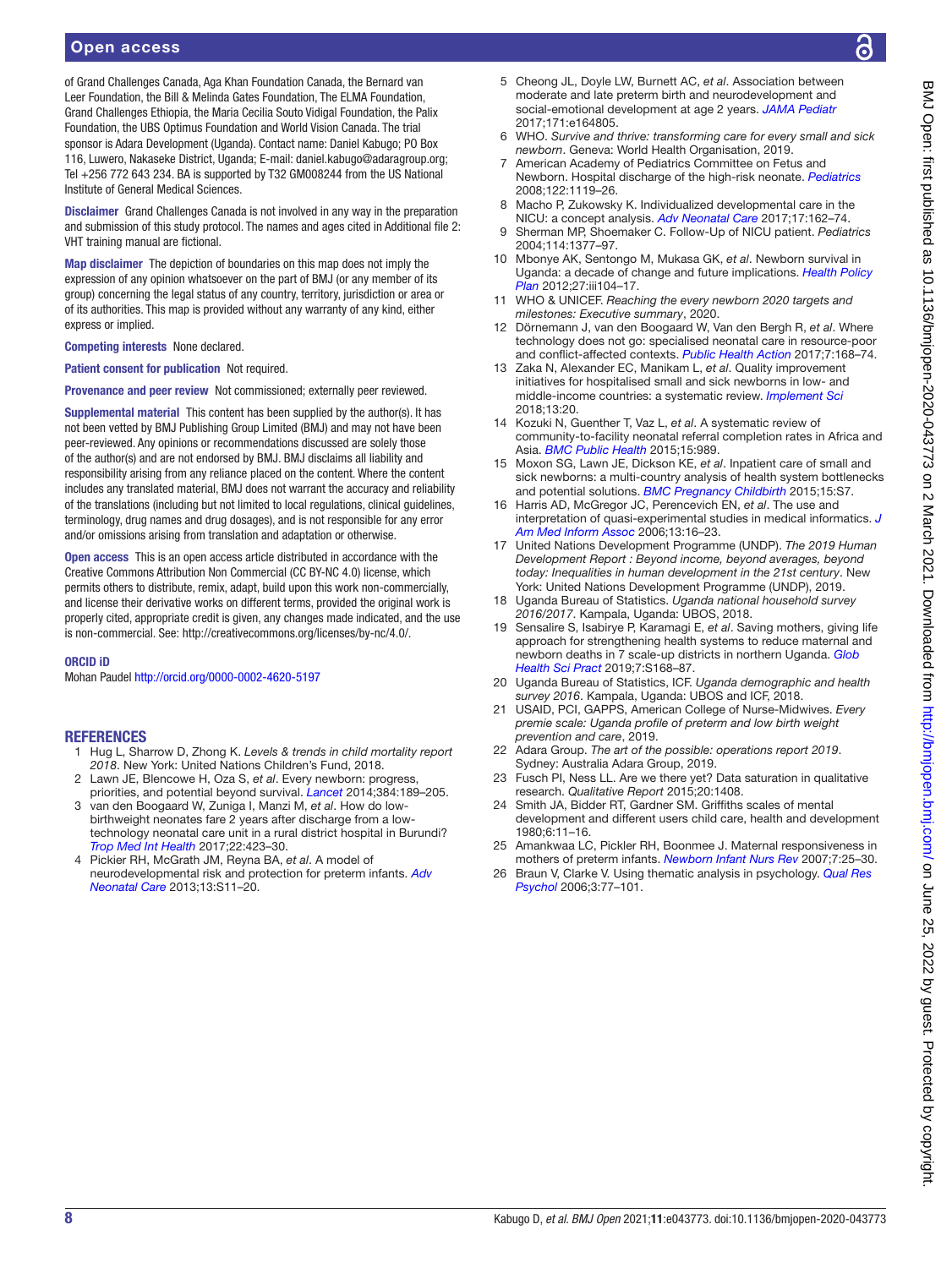of Grand Challenges Canada, Aga Khan Foundation Canada, the Bernard van Leer Foundation, the Bill & Melinda Gates Foundation, The ELMA Foundation, Grand Challenges Ethiopia, the Maria Cecilia Souto Vidigal Foundation, the Palix Foundation, the UBS Optimus Foundation and World Vision Canada. The trial sponsor is Adara Development (Uganda). Contact name: Daniel Kabugo; PO Box 116, Luwero, Nakaseke District, Uganda; E-mail: daniel.kabugo@adaragroup.org; Tel +256 772 643 234. BA is supported by T32 GM008244 from the US National Institute of General Medical Sciences.

**Disclaimer** Grand Challenges Canada is not involved in any way in the preparation and submission of this study protocol. The names and ages cited in Additional file 2: VHT training manual are fictional.

**Map disclaimer** The depiction of boundaries on this map does not imply the expression of any opinion whatsoever on the part of BMJ (or any member of its group) concerning the legal status of any country, territory, jurisdiction or area or of its authorities. This map is provided without any warranty of any kind, either express or implied.

**Competing interests** None declared.

**Patient consent for publication** Not required.

**Provenance and peer review** Not commissioned; externally peer reviewed.

**Supplemental material** This content has been supplied by the author(s). It has not been vetted by BMJ Publishing Group Limited (BMJ) and may not have been peer-reviewed. Any opinions or recommendations discussed are solely those of the author(s) and are not endorsed by BMJ. BMJ disclaims all liability and responsibility arising from any reliance placed on the content. Where the content includes any translated material, BMJ does not warrant the accuracy and reliability of the translations (including but not limited to local regulations, clinical guidelines, terminology, drug names and drug dosages), and is not responsible for any error and/or omissions arising from translation and adaptation or otherwise.

**Open access** This is an open access article distributed in accordance with the Creative Commons Attribution Non Commercial (CC BY-NC 4.0) license, which permits others to distribute, remix, adapt, build upon this work non-commercially, and license their derivative works on different terms, provided the original work is properly cited, appropriate credit is given, any changes made indicated, and the use is non-commercial. See: http://creativecommons.org/licenses/by-nc/4.0/.

**ORCID iD**

Mohan Paudel http://orcid.org/0000-0002-4620-5197

## REFERENCES

1. Hug L, Sharrow D, Zhong K. *Levels & trends in child mortality report 2018*. New York: United Nations Children's Fund, 2018.
2. Lawn JE, Blencowe H, Oza S, *et al*. Every newborn: progress, priorities, and potential beyond survival. *Lancet* 2014;384:189–205.
3. van den Boogaard W, Zuniga I, Manzi M, *et al*. How do low-birthweight neonates fare 2 years after discharge from a low-technology neonatal care unit in a rural district hospital in Burundi? *Trop Med Int Health* 2017;22:423–30.
4. Pickier RH, McGrath JM, Reyna BA, *et al*. A model of neurodevelopmental risk and protection for preterm infants. *Adv Neonatal Care* 2013;13:S11–20.
5. Cheong JL, Doyle LW, Burnett AC, *et al*. Association between moderate and late preterm birth and neurodevelopment and social-emotional development at age 2 years. *JAMA Pediatr* 2017;171:e164805.
6. WHO. *Survive and thrive: transforming care for every small and sick newborn*. Geneva: World Health Organisation, 2019.
7. American Academy of Pediatrics Committee on Fetus and Newborn. Hospital discharge of the high-risk neonate. *Pediatrics* 2008;122:1119–26.
8. Macho P, Zukowsky K. Individualized developmental care in the NICU: a concept analysis. *Adv Neonatal Care* 2017;17:162–74.
9. Sherman MP, Shoemaker C. Follow-Up of NICU patient. *Pediatrics* 2004;114:1377–97.
10. Mbonye AK, Sentongo M, Mukasa GK, *et al*. Newborn survival in Uganda: a decade of change and future implications. *Health Policy Plan* 2012;27:iii104–17.
11. WHO & UNICEF. *Reaching the every newborn 2020 targets and milestones: Executive summary*, 2020.
12. Dörnemann J, van den Boogaard W, Van den Bergh R, *et al*. Where technology does not go: specialised neonatal care in resource-poor and conflict-affected contexts. *Public Health Action* 2017;7:168–74.
13. Zaka N, Alexander EC, Manikam L, *et al*. Quality improvement initiatives for hospitalised small and sick newborns in low- and middle-income countries: a systematic review. *Implement Sci* 2018;13:20.
14. Kozuki N, Guenther T, Vaz L, *et al*. A systematic review of community-to-facility neonatal referral completion rates in Africa and Asia. *BMC Public Health* 2015;15:989.
15. Moxon SG, Lawn JE, Dickson KE, *et al*. Inpatient care of small and sick newborns: a multi-country analysis of health system bottlenecks and potential solutions. *BMC Pregnancy Childbirth* 2015;15:S7.
16. Harris AD, McGregor JC, Perencevich EN, *et al*. The use and interpretation of quasi-experimental studies in medical informatics. *J Am Med Inform Assoc* 2006;13:16–23.
17. United Nations Development Programme (UNDP). *The 2019 Human Development Report : Beyond income, beyond averages, beyond today: Inequalities in human development in the 21st century*. New York: United Nations Development Programme (UNDP), 2019.
18. Uganda Bureau of Statistics. *Uganda national household survey 2016/2017*. Kampala, Uganda: UBOS, 2018.
19. Sensalire S, Isabirye P, Karamagi E, *et al*. Saving mothers, giving life approach for strengthening health systems to reduce maternal and newborn deaths in 7 scale-up districts in northern Uganda. *Glob Health Sci Pract* 2019;7:S168–87.
20. Uganda Bureau of Statistics, ICF. *Uganda demographic and health survey 2016*. Kampala, Uganda: UBOS and ICF, 2018.
21. USAID, PCI, GAPPS, American College of Nurse-Midwives. *Every premie scale: Uganda profile of preterm and low birth weight prevention and care*, 2019.
22. Adara Group. *The art of the possible: operations report 2019*. Sydney: Australia Adara Group, 2019.
23. Fusch PI, Ness LL. Are we there yet? Data saturation in qualitative research. *Qualitative Report* 2015;20:1408.
24. Smith JA, Bidder RT, Gardner SM. Griffiths scales of mental development and different users child care, health and development 1980;6:11–16.
25. Amankwaa LC, Pickler RH, Boonmee J. Maternal responsiveness in mothers of preterm infants. *Newborn Infant Nurs Rev* 2007;7:25–30.
26. Braun V, Clarke V. Using thematic analysis in psychology. *Qual Res Psychol* 2006;3:77–101.